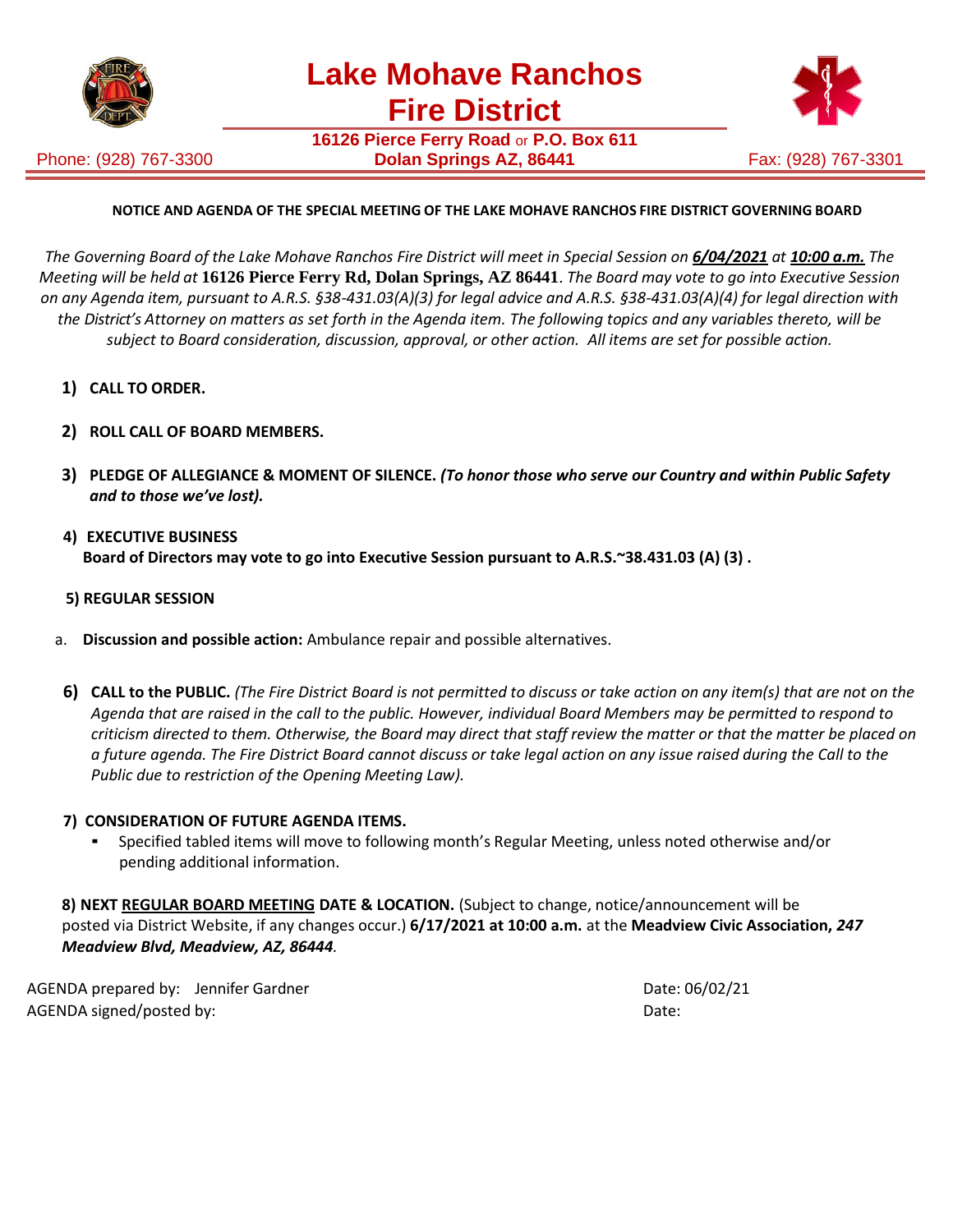# Lake Mohave Ranchos Fire District

**16126 Pierce Ferry Road** or **P.O. Box 611**
**Dolan Springs AZ, 86441**

Phone: (928) 767-3300 Fax: (928) 767-3301

**NOTICE AND AGENDA OF THE SPECIAL MEETING OF THE LAKE MOHAVE RANCHOS FIRE DISTRICT GOVERNING BOARD**

*The Governing Board of the Lake Mohave Ranchos Fire District will meet in Special Session on* ***6/04/2021*** *at* ***10:00 a.m.*** *The Meeting will be held at* **16126 Pierce Ferry Rd, Dolan Springs, AZ 86441**. *The Board may vote to go into Executive Session on any Agenda item, pursuant to A.R.S. §38-431.03(A)(3) for legal advice and A.R.S. §38-431.03(A)(4) for legal direction with the District's Attorney on matters as set forth in the Agenda item. The following topics and any variables thereto, will be subject to Board consideration, discussion, approval, or other action. All items are set for possible action.*

1) **CALL TO ORDER.**

2) **ROLL CALL OF BOARD MEMBERS.**

3) **PLEDGE OF ALLEGIANCE & MOMENT OF SILENCE.** ***(To honor those who serve our Country and within Public Safety and to those we've lost).***

4) **EXECUTIVE BUSINESS**
**Board of Directors may vote to go into Executive Session pursuant to A.R.S.~38.431.03 (A) (3) .**

5) **REGULAR SESSION**

a. **Discussion and possible action:** Ambulance repair and possible alternatives.

6) **CALL to the PUBLIC.** *(The Fire District Board is not permitted to discuss or take action on any item(s) that are not on the Agenda that are raised in the call to the public. However, individual Board Members may be permitted to respond to criticism directed to them. Otherwise, the Board may direct that staff review the matter or that the matter be placed on a future agenda. The Fire District Board cannot discuss or take legal action on any issue raised during the Call to the Public due to restriction of the Opening Meeting Law).*

7) **CONSIDERATION OF FUTURE AGENDA ITEMS.**
- Specified tabled items will move to following month's Regular Meeting, unless noted otherwise and/or pending additional information.

**8) NEXT REGULAR BOARD MEETING DATE & LOCATION.** (Subject to change, notice/announcement will be posted via District Website, if any changes occur.) **6/17/2021 at 10:00 a.m.** at the **Meadview Civic Association,** ***247 Meadview Blvd, Meadview, AZ, 86444****.*

AGENDA prepared by: Jennifer Gardner Date: 06/02/21
AGENDA signed/posted by: Date: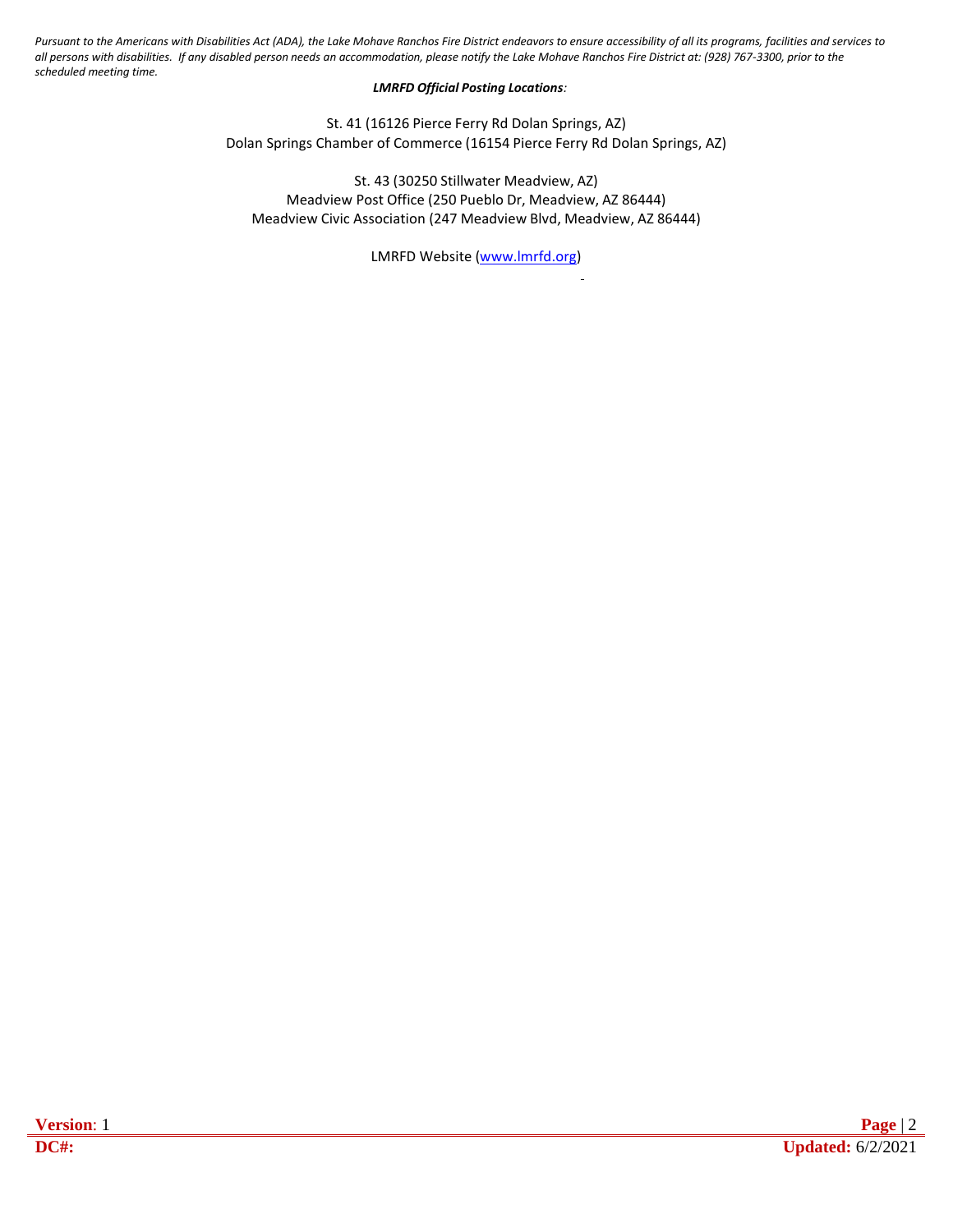*Pursuant to the Americans with Disabilities Act (ADA), the Lake Mohave Ranchos Fire District endeavors to ensure accessibility of all its programs, facilities and services to all persons with disabilities. If any disabled person needs an accommodation, please notify the Lake Mohave Ranchos Fire District at: (928) 767-3300, prior to the scheduled meeting time.*

***LMRFD Official Posting Locations:***

St. 41 (16126 Pierce Ferry Rd Dolan Springs, AZ)
Dolan Springs Chamber of Commerce (16154 Pierce Ferry Rd Dolan Springs, AZ)

St. 43 (30250 Stillwater Meadview, AZ)
Meadview Post Office (250 Pueblo Dr, Meadview, AZ 86444)
Meadview Civic Association (247 Meadview Blvd, Meadview, AZ 86444)

LMRFD Website (www.lmrfd.org)

**Version**: 1
**DC#:**
**Updated:** 6/2/2021